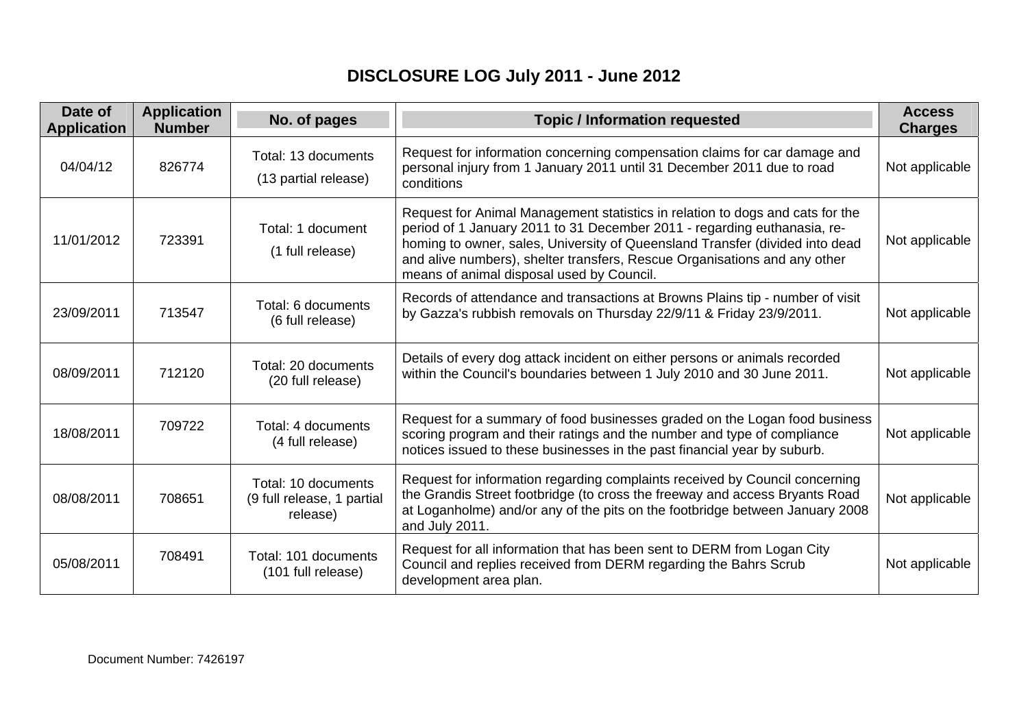# DISCLOSURE LOG July 2011 - June 2012

| Date of Application | Application Number | No. of pages | Topic / Information requested | Access Charges |
|---|---|---|---|---|
| 04/04/12 | 826774 | Total: 13 documents (13 partial release) | Request for information concerning compensation claims for car damage and personal injury from 1 January 2011 until 31 December 2011 due to road conditions | Not applicable |
| 11/01/2012 | 723391 | Total: 1 document (1 full release) | Request for Animal Management statistics in relation to dogs and cats for the period of 1 January 2011 to 31 December 2011 - regarding euthanasia, re-homing to owner, sales, University of Queensland Transfer (divided into dead and alive numbers), shelter transfers, Rescue Organisations and any other means of animal disposal used by Council. | Not applicable |
| 23/09/2011 | 713547 | Total: 6 documents (6 full release) | Records of attendance and transactions at Browns Plains tip - number of visit by Gazza's rubbish removals on Thursday 22/9/11 & Friday 23/9/2011. | Not applicable |
| 08/09/2011 | 712120 | Total: 20 documents (20 full release) | Details of every dog attack incident on either persons or animals recorded within the Council's boundaries between 1 July 2010 and 30 June 2011. | Not applicable |
| 18/08/2011 | 709722 | Total: 4 documents (4 full release) | Request for a summary of food businesses graded on the Logan food business scoring program and their ratings and the number and type of compliance notices issued to these businesses in the past financial year by suburb. | Not applicable |
| 08/08/2011 | 708651 | Total: 10 documents (9 full release, 1 partial release) | Request for information regarding complaints received by Council concerning the Grandis Street footbridge (to cross the freeway and access Bryants Road at Loganholme) and/or any of the pits on the footbridge between January 2008 and July 2011. | Not applicable |
| 05/08/2011 | 708491 | Total: 101 documents (101 full release) | Request for all information that has been sent to DERM from Logan City Council and replies received from DERM regarding the Bahrs Scrub development area plan. | Not applicable |

Document Number: 7426197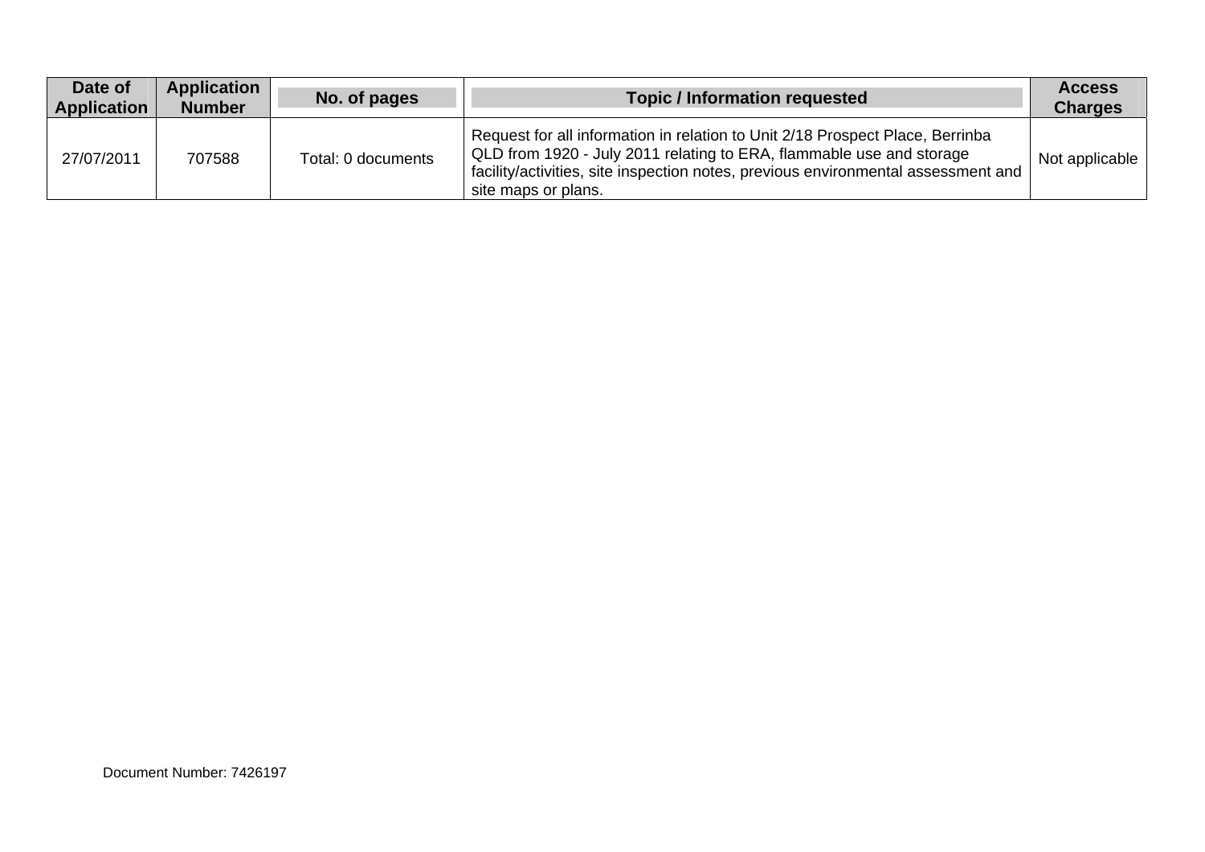| Date of Application | Application Number | No. of pages | Topic / Information requested | Access Charges |
| --- | --- | --- | --- | --- |
| 27/07/2011 | 707588 | Total: 0 documents | Request for all information in relation to Unit 2/18 Prospect Place, Berrinba QLD from 1920 - July 2011 relating to ERA, flammable use and storage facility/activities, site inspection notes, previous environmental assessment and site maps or plans. | Not applicable |

Document Number: 7426197